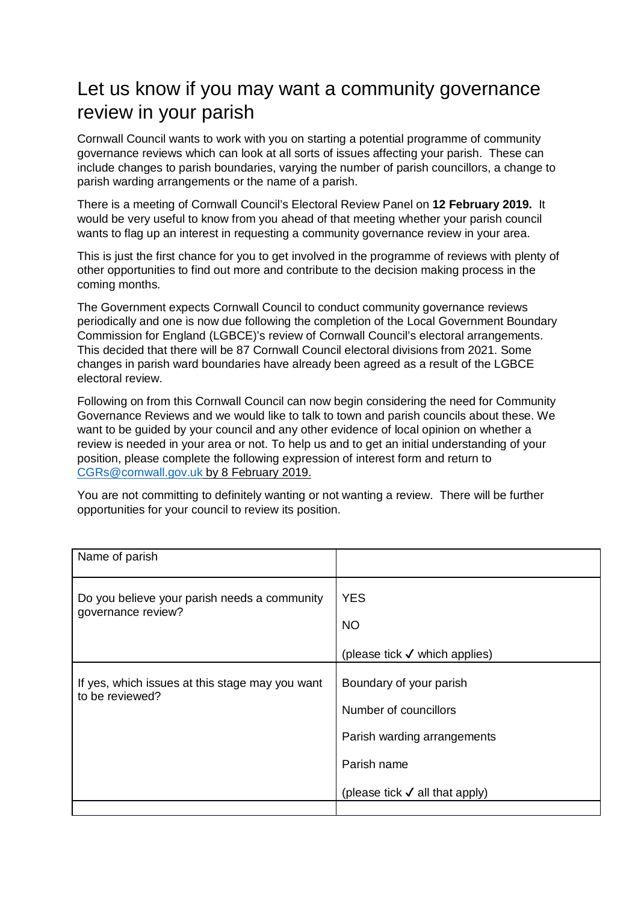# Let us know if you may want a community governance review in your parish

Cornwall Council wants to work with you on starting a potential programme of community governance reviews which can look at all sorts of issues affecting your parish. These can include changes to parish boundaries, varying the number of parish councillors, a change to parish warding arrangements or the name of a parish.

There is a meeting of Cornwall Council's Electoral Review Panel on **12 February 2019.** It would be very useful to know from you ahead of that meeting whether your parish council wants to flag up an interest in requesting a community governance review in your area.

This is just the first chance for you to get involved in the programme of reviews with plenty of other opportunities to find out more and contribute to the decision making process in the coming months.

The Government expects Cornwall Council to conduct community governance reviews periodically and one is now due following the completion of the Local Government Boundary Commission for England (LGBCE)'s review of Cornwall Council's electoral arrangements. This decided that there will be 87 Cornwall Council electoral divisions from 2021. Some changes in parish ward boundaries have already been agreed as a result of the LGBCE electoral review.

Following on from this Cornwall Council can now begin considering the need for Community Governance Reviews and we would like to talk to town and parish councils about these. We want to be guided by your council and any other evidence of local opinion on whether a review is needed in your area or not. To help us and to get an initial understanding of your position, please complete the following expression of interest form and return to CGRs@cornwall.gov.uk by 8 February 2019.

You are not committing to definitely wanting or not wanting a review. There will be further opportunities for your council to review its position.

| Name of parish | |
|---|---|
| Do you believe your parish needs a community governance review? | YES<br><br>NO<br><br>(please tick ✓ which applies) |
| If yes, which issues at this stage may you want to be reviewed? | Boundary of your parish<br><br>Number of councillors<br><br>Parish warding arrangements<br><br>Parish name<br><br>(please tick ✓ all that apply) |
| | |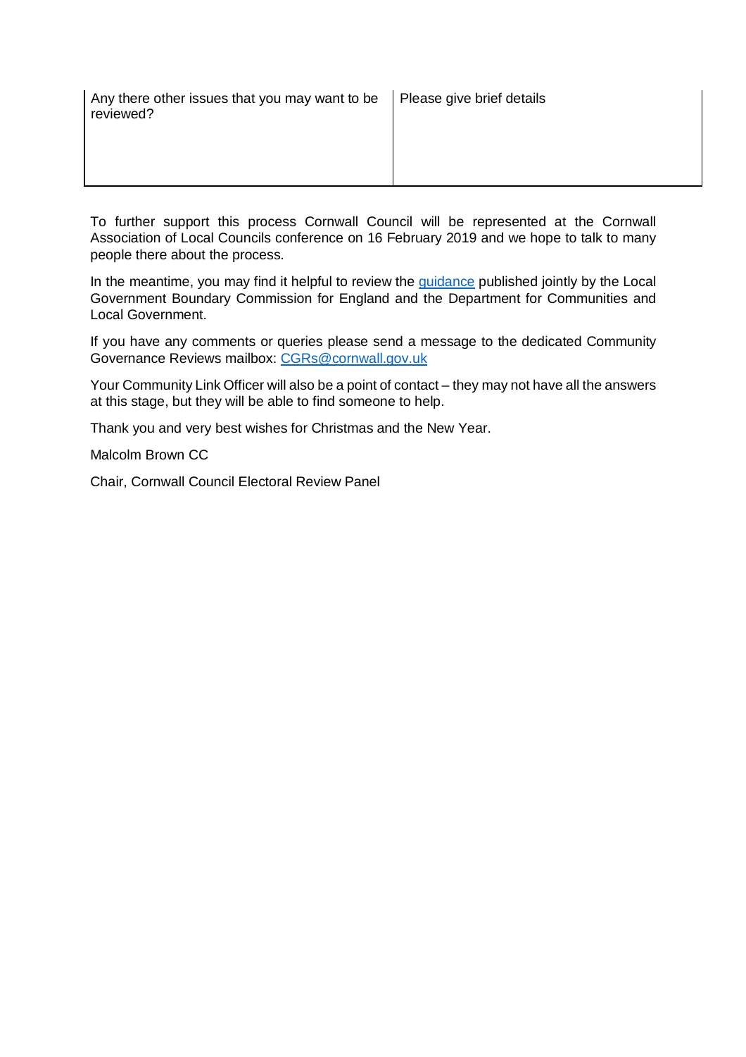| | |
|---|---|
| Any there other issues that you may want to be reviewed? | Please give brief details |

To further support this process Cornwall Council will be represented at the Cornwall Association of Local Councils conference on 16 February 2019 and we hope to talk to many people there about the process.

In the meantime, you may find it helpful to review the guidance published jointly by the Local Government Boundary Commission for England and the Department for Communities and Local Government.

If you have any comments or queries please send a message to the dedicated Community Governance Reviews mailbox: CGRs@cornwall.gov.uk

Your Community Link Officer will also be a point of contact – they may not have all the answers at this stage, but they will be able to find someone to help.

Thank you and very best wishes for Christmas and the New Year.

Malcolm Brown CC

Chair, Cornwall Council Electoral Review Panel